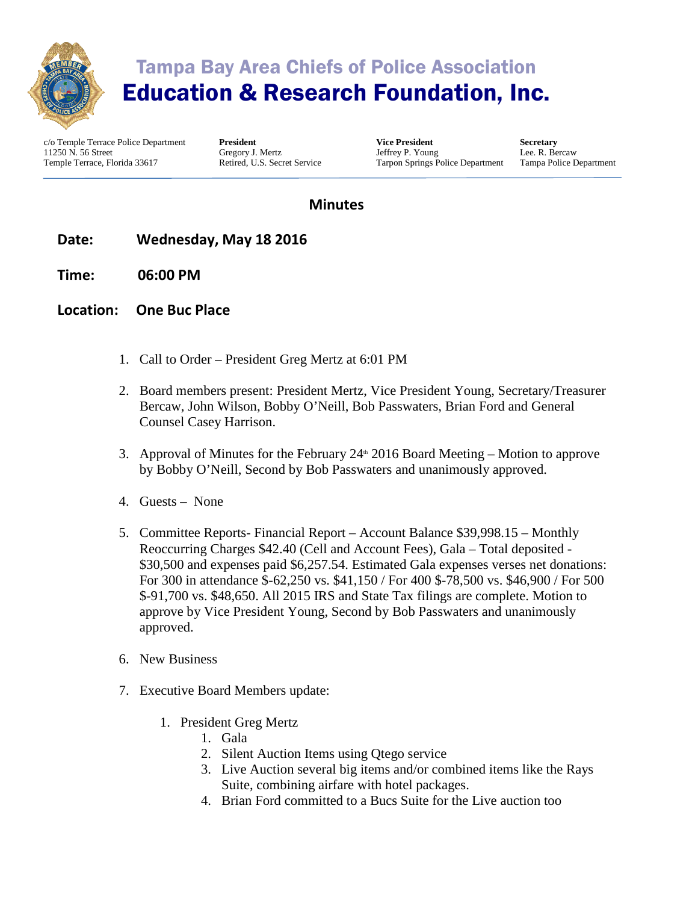# Tampa Bay Area Chiefs of Police Association
# Education & Research Foundation, Inc.

c/o Temple Terrace Police Department
11250 N. 56 Street
Temple Terrace, Florida 33617

**President**
Gregory J. Mertz
Retired, U.S. Secret Service

**Vice President**
Jeffrey P. Young
Tarpon Springs Police Department

**Secretary**
Lee. R. Bercaw
Tampa Police Department

## Minutes

**Date:** **Wednesday, May 18 2016**

**Time:** **06:00 PM**

**Location:** **One Buc Place**

1. Call to Order – President Greg Mertz at 6:01 PM
2. Board members present: President Mertz, Vice President Young, Secretary/Treasurer Bercaw, John Wilson, Bobby O'Neill, Bob Passwaters, Brian Ford and General Counsel Casey Harrison.
3. Approval of Minutes for the February 24th 2016 Board Meeting – Motion to approve by Bobby O'Neill, Second by Bob Passwaters and unanimously approved.
4. Guests – None
5. Committee Reports- Financial Report – Account Balance $39,998.15 – Monthly Reoccurring Charges $42.40 (Cell and Account Fees), Gala – Total deposited - $30,500 and expenses paid $6,257.54. Estimated Gala expenses verses net donations: For 300 in attendance $-62,250 vs. $41,150 / For 400 $-78,500 vs. $46,900 / For 500 $-91,700 vs. $48,650. All 2015 IRS and State Tax filings are complete. Motion to approve by Vice President Young, Second by Bob Passwaters and unanimously approved.
6. New Business
7. Executive Board Members update:
   1. President Greg Mertz
      1. Gala
      2. Silent Auction Items using Qtego service
      3. Live Auction several big items and/or combined items like the Rays Suite, combining airfare with hotel packages.
      4. Brian Ford committed to a Bucs Suite for the Live auction too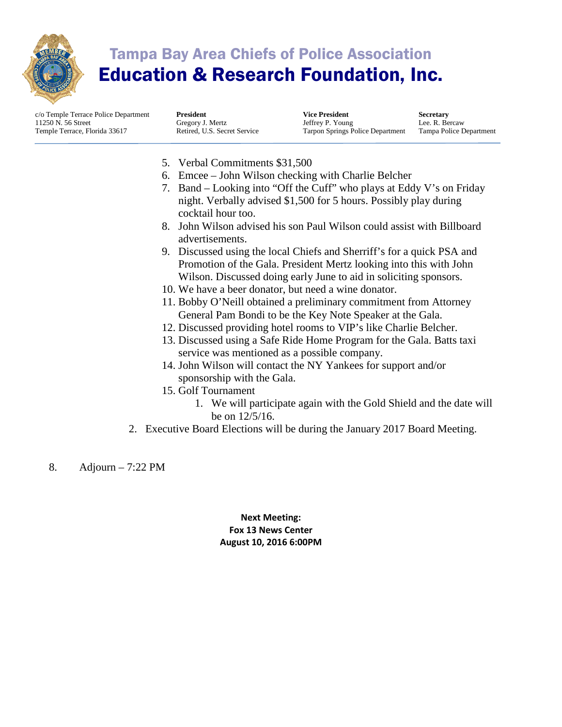# Tampa Bay Area Chiefs of Police Association
# Education & Research Foundation, Inc.

c/o Temple Terrace Police Department
11250 N. 56 Street
Temple Terrace, Florida 33617

**President**
Gregory J. Mertz
Retired, U.S. Secret Service

**Vice President**
Jeffrey P. Young
Tarpon Springs Police Department

**Secretary**
Lee. R. Bercaw
Tampa Police Department

5. Verbal Commitments $31,500
6. Emcee – John Wilson checking with Charlie Belcher
7. Band – Looking into "Off the Cuff" who plays at Eddy V's on Friday night. Verbally advised $1,500 for 5 hours. Possibly play during cocktail hour too.
8. John Wilson advised his son Paul Wilson could assist with Billboard advertisements.
9. Discussed using the local Chiefs and Sherriff's for a quick PSA and Promotion of the Gala. President Mertz looking into this with John Wilson. Discussed doing early June to aid in soliciting sponsors.
10. We have a beer donator, but need a wine donator.
11. Bobby O'Neill obtained a preliminary commitment from Attorney General Pam Bondi to be the Key Note Speaker at the Gala.
12. Discussed providing hotel rooms to VIP's like Charlie Belcher.
13. Discussed using a Safe Ride Home Program for the Gala. Batts taxi service was mentioned as a possible company.
14. John Wilson will contact the NY Yankees for support and/or sponsorship with the Gala.
15. Golf Tournament
    1. We will participate again with the Gold Shield and the date will be on 12/5/16.

2. Executive Board Elections will be during the January 2017 Board Meeting.

8. Adjourn – 7:22 PM

**Next Meeting:**
**Fox 13 News Center**
**August 10, 2016 6:00PM**